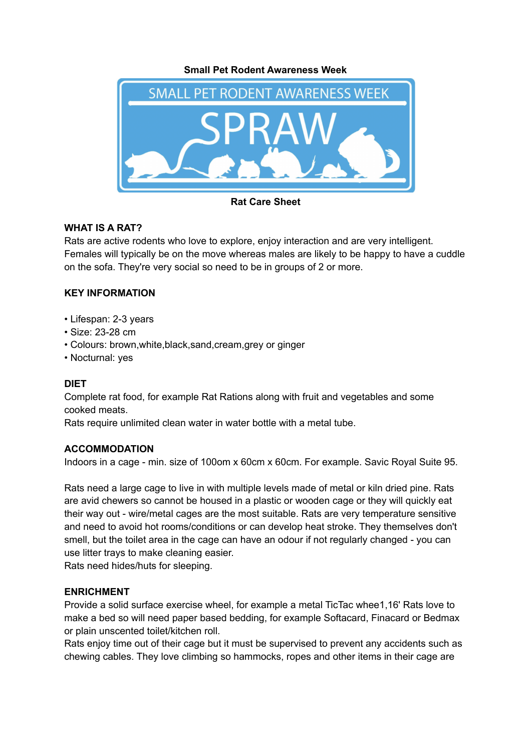**Small Pet Rodent Awareness Week**

**Rat Care Sheet**

## WHAT IS A RAT?

Rats are active rodents who love to explore, enjoy interaction and are very intelligent. Females will typically be on the move whereas males are likely to be happy to have a cuddle on the sofa. They're very social so need to be in groups of 2 or more.

## KEY INFORMATION

- Lifespan: 2-3 years
- Size: 23-28 cm
- Colours: brown,white,black,sand,cream,grey or ginger
- Nocturnal: yes

## DIET

Complete rat food, for example Rat Rations along with fruit and vegetables and some cooked meats.
Rats require unlimited clean water in water bottle with a metal tube.

## ACCOMMODATION

Indoors in a cage - min. size of 100om x 60cm x 60cm. For example. Savic Royal Suite 95.

Rats need a large cage to live in with multiple levels made of metal or kiln dried pine. Rats are avid chewers so cannot be housed in a plastic or wooden cage or they will quickly eat their way out - wire/metal cages are the most suitable. Rats are very temperature sensitive and need to avoid hot rooms/conditions or can develop heat stroke. They themselves don't smell, but the toilet area in the cage can have an odour if not regularly changed - you can use litter trays to make cleaning easier.
Rats need hides/huts for sleeping.

## ENRICHMENT

Provide a solid surface exercise wheel, for example a metal TicTac whee1,16' Rats love to make a bed so will need paper based bedding, for example Softacard, Finacard or Bedmax or plain unscented toilet/kitchen roll.
Rats enjoy time out of their cage but it must be supervised to prevent any accidents such as chewing cables. They love climbing so hammocks, ropes and other items in their cage are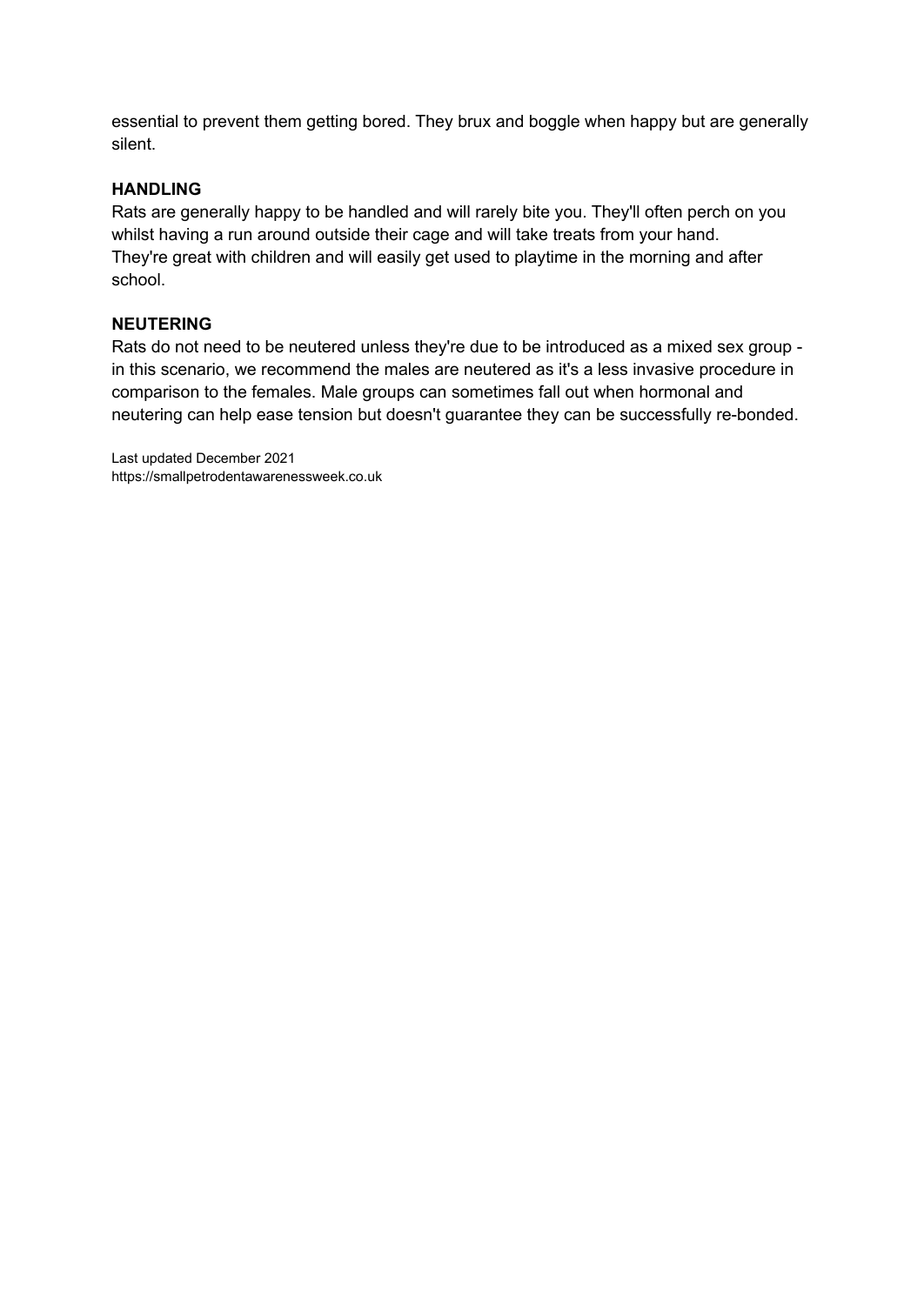essential to prevent them getting bored. They brux and boggle when happy but are generally silent.

## HANDLING

Rats are generally happy to be handled and will rarely bite you. They'll often perch on you whilst having a run around outside their cage and will take treats from your hand. They're great with children and will easily get used to playtime in the morning and after school.

## NEUTERING

Rats do not need to be neutered unless they're due to be introduced as a mixed sex group - in this scenario, we recommend the males are neutered as it's a less invasive procedure in comparison to the females. Male groups can sometimes fall out when hormonal and neutering can help ease tension but doesn't guarantee they can be successfully re-bonded.

Last updated December 2021
https://smallpetrodentawarenessweek.co.uk